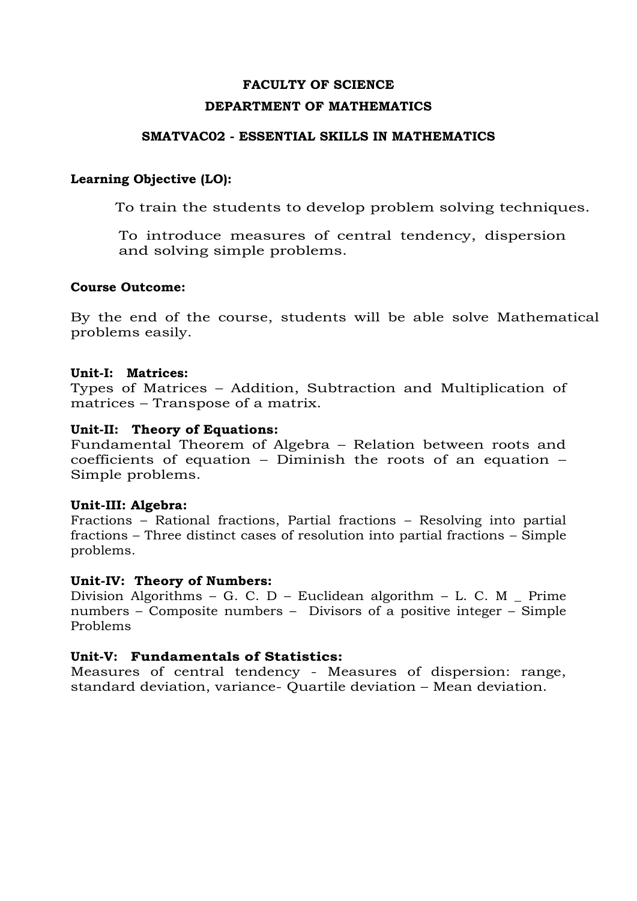# FACULTY OF SCIENCE

## DEPARTMENT OF MATHEMATICS

### SMATVAC02 - ESSENTIAL SKILLS IN MATHEMATICS

**Learning Objective (LO):**

To train the students to develop problem solving techniques.

To introduce measures of central tendency, dispersion and solving simple problems.

**Course Outcome:**

By the end of the course, students will be able solve Mathematical problems easily.

**Unit-I: Matrices:**
Types of Matrices – Addition, Subtraction and Multiplication of matrices – Transpose of a matrix.

**Unit-II: Theory of Equations:**
Fundamental Theorem of Algebra – Relation between roots and coefficients of equation – Diminish the roots of an equation – Simple problems.

**Unit-III: Algebra:**
Fractions – Rational fractions, Partial fractions – Resolving into partial fractions – Three distinct cases of resolution into partial fractions – Simple problems.

**Unit-IV: Theory of Numbers:**
Division Algorithms – G. C. D – Euclidean algorithm – L. C. M _ Prime numbers – Composite numbers – Divisors of a positive integer – Simple Problems

**Unit-V: Fundamentals of Statistics:**
Measures of central tendency - Measures of dispersion: range, standard deviation, variance- Quartile deviation – Mean deviation.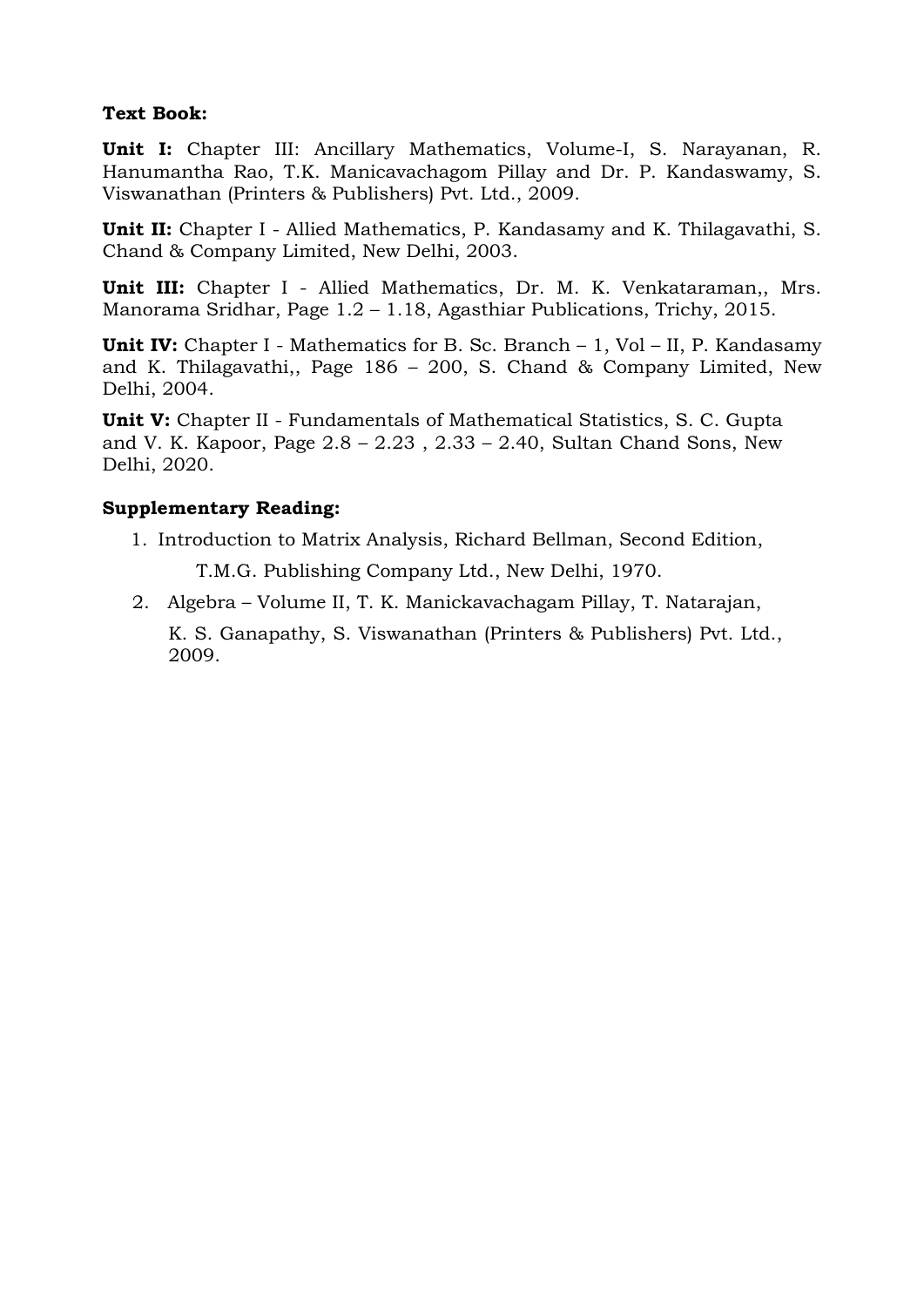**Text Book:**

**Unit I:** Chapter III: Ancillary Mathematics, Volume-I, S. Narayanan, R. Hanumantha Rao, T.K. Manicavachagom Pillay and Dr. P. Kandaswamy, S. Viswanathan (Printers & Publishers) Pvt. Ltd., 2009.

**Unit II:** Chapter I - Allied Mathematics, P. Kandasamy and K. Thilagavathi, S. Chand & Company Limited, New Delhi, 2003.

**Unit III:** Chapter I - Allied Mathematics, Dr. M. K. Venkataraman,, Mrs. Manorama Sridhar, Page 1.2 – 1.18, Agasthiar Publications, Trichy, 2015.

**Unit IV:** Chapter I - Mathematics for B. Sc. Branch – 1, Vol – II, P. Kandasamy and K. Thilagavathi,, Page 186 – 200, S. Chand & Company Limited, New Delhi, 2004.

**Unit V:** Chapter II - Fundamentals of Mathematical Statistics, S. C. Gupta and V. K. Kapoor, Page 2.8 – 2.23 , 2.33 – 2.40, Sultan Chand Sons, New Delhi, 2020.

**Supplementary Reading:**

1. Introduction to Matrix Analysis, Richard Bellman, Second Edition, T.M.G. Publishing Company Ltd., New Delhi, 1970.
2. Algebra – Volume II, T. K. Manickavachagam Pillay, T. Natarajan, K. S. Ganapathy, S. Viswanathan (Printers & Publishers) Pvt. Ltd., 2009.